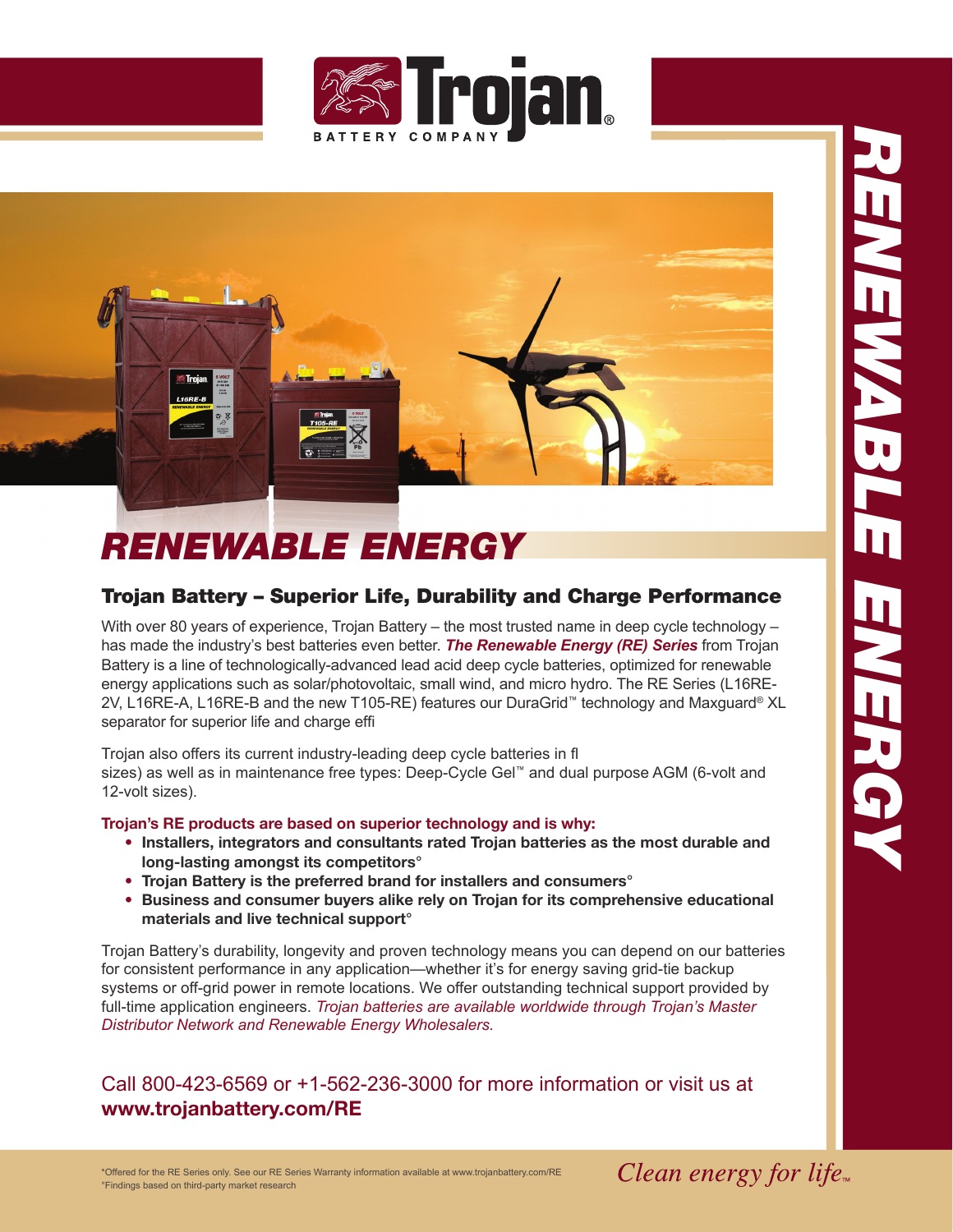# RENEWABLE ENERGY

## Trojan Battery – Superior Life, Durability and Charge Performance

With over 80 years of experience, Trojan Battery – the most trusted name in deep cycle technology – has made the industry's best batteries even better. ***The Renewable Energy (RE) Series*** from Trojan Battery is a line of technologically-advanced lead acid deep cycle batteries, optimized for renewable energy applications such as solar/photovoltaic, small wind, and micro hydro. The RE Series (L16RE-2V, L16RE-A, L16RE-B and the new T105-RE) features our DuraGrid™ technology and Maxguard® XL separator for superior life and charge effi

Trojan also offers its current industry-leading deep cycle batteries in fl sizes) as well as in maintenance free types: Deep-Cycle Gel™ and dual purpose AGM (6-volt and 12-volt sizes).

**Trojan's RE products are based on superior technology and is why:**

- **Installers, integrators and consultants rated Trojan batteries as the most durable and long-lasting amongst its competitors°**
- **Trojan Battery is the preferred brand for installers and consumers°**
- **Business and consumer buyers alike rely on Trojan for its comprehensive educational materials and live technical support°**

Trojan Battery's durability, longevity and proven technology means you can depend on our batteries for consistent performance in any application—whether it's for energy saving grid-tie backup systems or off-grid power in remote locations. We offer outstanding technical support provided by full-time application engineers. *Trojan batteries are available worldwide through Trojan's Master Distributor Network and Renewable Energy Wholesalers.*

Call 800-423-6569 or +1-562-236-3000 for more information or visit us at **www.trojanbattery.com/RE**

*Offered for the RE Series only. See our RE Series Warranty information available at www.trojanbattery.com/RE
°Findings based on third-party market research

*Clean energy for life*™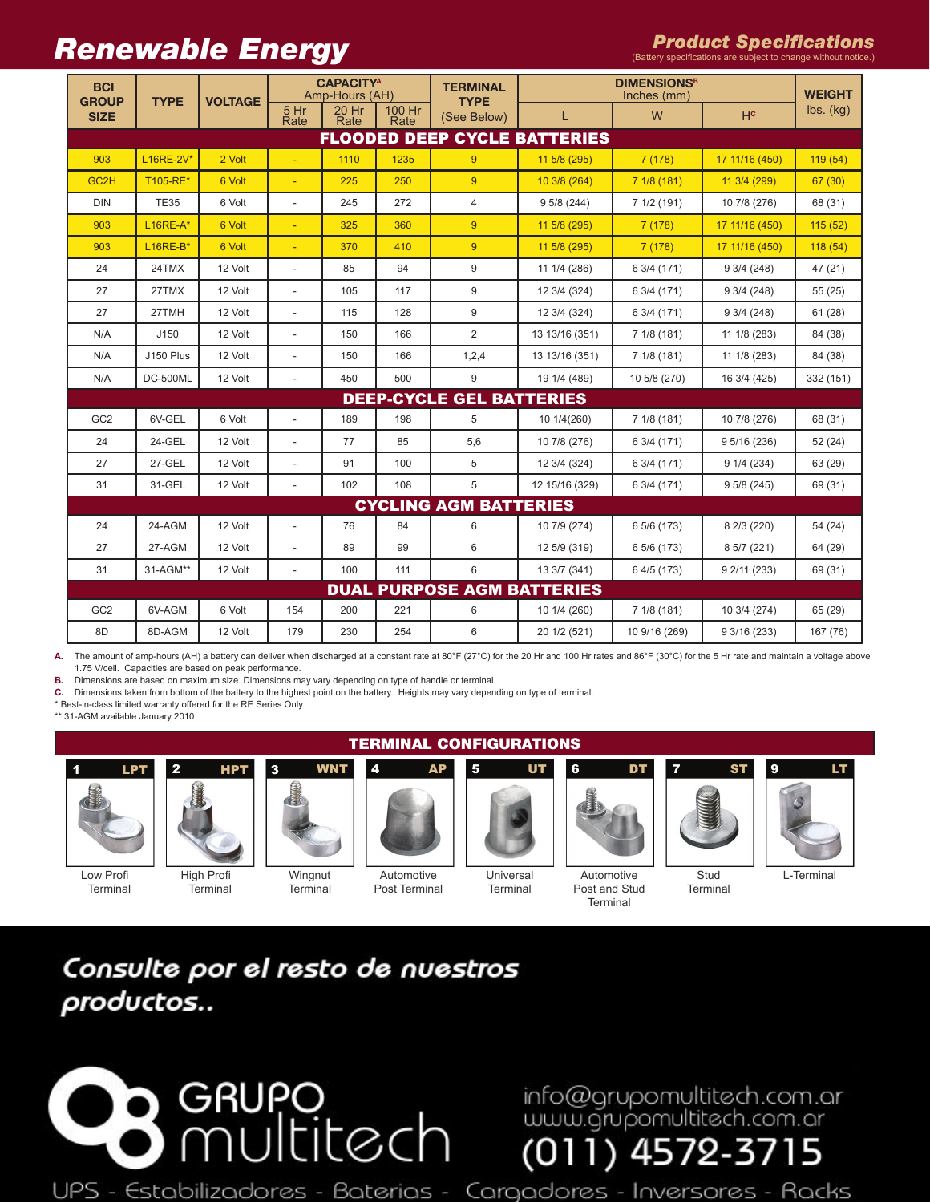# Renewable Energy

## Product Specifications

(Battery specifications are subject to change without notice.)

| BCI GROUP SIZE | TYPE | VOLTAGE | CAPACITY[A] Amp-Hours (AH) | | | TERMINAL TYPE (See Below) | DIMENSIONS[B] Inches (mm) | | | WEIGHT lbs. (kg) |
|---|---|---|---|---|---|---|---|---|---|---|
| | | | 5 Hr Rate | 20 Hr Rate | 100 Hr Rate | | L | W | H[C] | |
| **FLOODED DEEP CYCLE BATTERIES** | | | | | | | | | | |
| 903 | L16RE-2V* | 2 Volt | - | 1110 | 1235 | 9 | 11 5/8 (295) | 7 (178) | 17 11/16 (450) | 119 (54) |
| GC2H | T105-RE* | 6 Volt | - | 225 | 250 | 9 | 10 3/8 (264) | 7 1/8 (181) | 11 3/4 (299) | 67 (30) |
| DIN | TE35 | 6 Volt | - | 245 | 272 | 4 | 9 5/8 (244) | 7 1/2 (191) | 10 7/8 (276) | 68 (31) |
| 903 | L16RE-A* | 6 Volt | - | 325 | 360 | 9 | 11 5/8 (295) | 7 (178) | 17 11/16 (450) | 115 (52) |
| 903 | L16RE-B* | 6 Volt | - | 370 | 410 | 9 | 11 5/8 (295) | 7 (178) | 17 11/16 (450) | 118 (54) |
| 24 | 24TMX | 12 Volt | - | 85 | 94 | 9 | 11 1/4 (286) | 6 3/4 (171) | 9 3/4 (248) | 47 (21) |
| 27 | 27TMX | 12 Volt | - | 105 | 117 | 9 | 12 3/4 (324) | 6 3/4 (171) | 9 3/4 (248) | 55 (25) |
| 27 | 27TMH | 12 Volt | - | 115 | 128 | 9 | 12 3/4 (324) | 6 3/4 (171) | 9 3/4 (248) | 61 (28) |
| N/A | J150 | 12 Volt | - | 150 | 166 | 2 | 13 13/16 (351) | 7 1/8 (181) | 11 1/8 (283) | 84 (38) |
| N/A | J150 Plus | 12 Volt | - | 150 | 166 | 1,2,4 | 13 13/16 (351) | 7 1/8 (181) | 11 1/8 (283) | 84 (38) |
| N/A | DC-500ML | 12 Volt | - | 450 | 500 | 9 | 19 1/4 (489) | 10 5/8 (270) | 16 3/4 (425) | 332 (151) |
| **DEEP-CYCLE GEL BATTERIES** | | | | | | | | | | |
| GC2 | 6V-GEL | 6 Volt | - | 189 | 198 | 5 | 10 1/4(260) | 7 1/8 (181) | 10 7/8 (276) | 68 (31) |
| 24 | 24-GEL | 12 Volt | - | 77 | 85 | 5,6 | 10 7/8 (276) | 6 3/4 (171) | 9 5/16 (236) | 52 (24) |
| 27 | 27-GEL | 12 Volt | - | 91 | 100 | 5 | 12 3/4 (324) | 6 3/4 (171) | 9 1/4 (234) | 63 (29) |
| 31 | 31-GEL | 12 Volt | - | 102 | 108 | 5 | 12 15/16 (329) | 6 3/4 (171) | 9 5/8 (245) | 69 (31) |
| **CYCLING AGM BATTERIES** | | | | | | | | | | |
| 24 | 24-AGM | 12 Volt | - | 76 | 84 | 6 | 10 7/9 (274) | 6 5/6 (173) | 8 2/3 (220) | 54 (24) |
| 27 | 27-AGM | 12 Volt | - | 89 | 99 | 6 | 12 5/9 (319) | 6 5/6 (173) | 8 5/7 (221) | 64 (29) |
| 31 | 31-AGM** | 12 Volt | - | 100 | 111 | 6 | 13 3/7 (341) | 6 4/5 (173) | 9 2/11 (233) | 69 (31) |
| **DUAL PURPOSE AGM BATTERIES** | | | | | | | | | | |
| GC2 | 6V-AGM | 6 Volt | 154 | 200 | 221 | 6 | 10 1/4 (260) | 7 1/8 (181) | 10 3/4 (274) | 65 (29) |
| 8D | 8D-AGM | 12 Volt | 179 | 230 | 254 | 6 | 20 1/2 (521) | 10 9/16 (269) | 9 3/16 (233) | 167 (76) |

**A.** The amount of amp-hours (AH) a battery can deliver when discharged at a constant rate at 80°F (27°C) for the 20 Hr and 100 Hr rates and 86°F (30°C) for the 5 Hr rate and maintain a voltage above 1.75 V/cell. Capacities are based on peak performance.
**B.** Dimensions are based on maximum size. Dimensions may vary depending on type of handle or terminal.
**C.** Dimensions taken from bottom of the battery to the highest point on the battery. Heights may vary depending on type of terminal.
\* Best-in-class limited warranty offered for the RE Series Only
\** 31-AGM available January 2010

## TERMINAL CONFIGURATIONS

1 LPT — Low Profi Terminal

2 HPT — High Profi Terminal

3 WNT — Wingnut Terminal

4 AP — Automotive Post Terminal

5 UT — Universal Terminal

6 DT — Automotive Post and Stud Terminal

7 ST — Stud Terminal

9 LT — L-Terminal

**Consulte por el resto de nuestros productos..**

GRUPO multitech

info@grupomultitech.com.ar
www.grupomultitech.com.ar
(011) 4572-3715

UPS - Estabilizadores - Baterias - Cargadores - Inversores - Racks